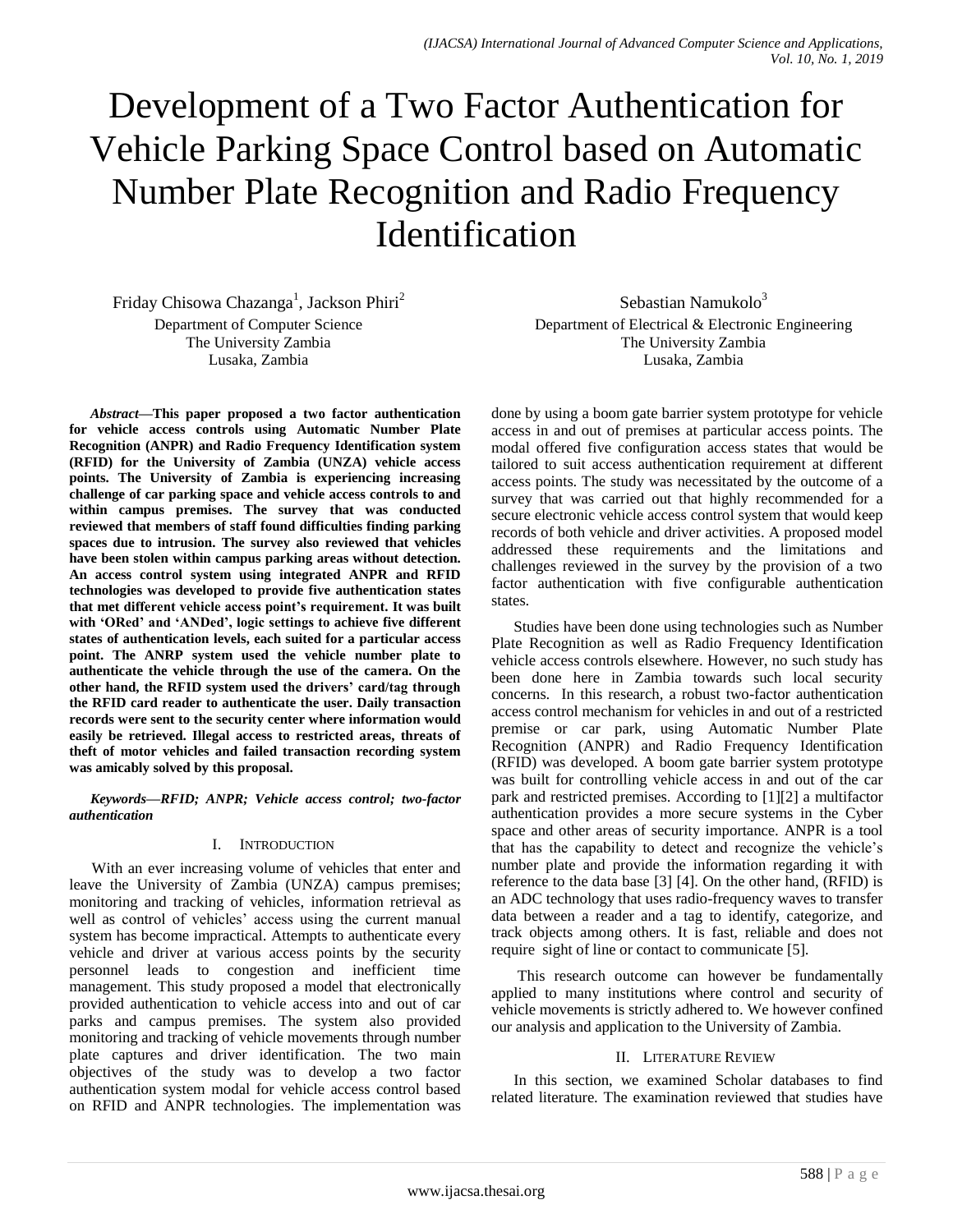# Development of a Two Factor Authentication for Vehicle Parking Space Control based on Automatic Number Plate Recognition and Radio Frequency Identification

Friday Chisowa Chazanga[1], Jackson Phiri[2]
Department of Computer Science
The University Zambia
Lusaka, Zambia

Sebastian Namukolo[3]
Department of Electrical & Electronic Engineering
The University Zambia
Lusaka, Zambia

***Abstract*—This paper proposed a two factor authentication for vehicle access controls using Automatic Number Plate Recognition (ANPR) and Radio Frequency Identification system (RFID) for the University of Zambia (UNZA) vehicle access points. The University of Zambia is experiencing increasing challenge of car parking space and vehicle access controls to and within campus premises. The survey that was conducted reviewed that members of staff found difficulties finding parking spaces due to intrusion. The survey also reviewed that vehicles have been stolen within campus parking areas without detection. An access control system using integrated ANPR and RFID technologies was developed to provide five authentication states that met different vehicle access point's requirement. It was built with 'ORed' and 'ANDed', logic settings to achieve five different states of authentication levels, each suited for a particular access point. The ANRP system used the vehicle number plate to authenticate the vehicle through the use of the camera. On the other hand, the RFID system used the drivers' card/tag through the RFID card reader to authenticate the user. Daily transaction records were sent to the security center where information would easily be retrieved. Illegal access to restricted areas, threats of theft of motor vehicles and failed transaction recording system was amicably solved by this proposal.**

***Keywords*—*RFID; ANPR; Vehicle access control; two-factor authentication***

## I. Introduction

With an ever increasing volume of vehicles that enter and leave the University of Zambia (UNZA) campus premises; monitoring and tracking of vehicles, information retrieval as well as control of vehicles' access using the current manual system has become impractical. Attempts to authenticate every vehicle and driver at various access points by the security personnel leads to congestion and inefficient time management. This study proposed a model that electronically provided authentication to vehicle access into and out of car parks and campus premises. The system also provided monitoring and tracking of vehicle movements through number plate captures and driver identification. The two main objectives of the study was to develop a two factor authentication system modal for vehicle access control based on RFID and ANPR technologies. The implementation was done by using a boom gate barrier system prototype for vehicle access in and out of premises at particular access points. The modal offered five configuration access states that would be tailored to suit access authentication requirement at different access points. The study was necessitated by the outcome of a survey that was carried out that highly recommended for a secure electronic vehicle access control system that would keep records of both vehicle and driver activities. A proposed model addressed these requirements and the limitations and challenges reviewed in the survey by the provision of a two factor authentication with five configurable authentication states.

Studies have been done using technologies such as Number Plate Recognition as well as Radio Frequency Identification vehicle access controls elsewhere. However, no such study has been done here in Zambia towards such local security concerns. In this research, a robust two-factor authentication access control mechanism for vehicles in and out of a restricted premise or car park, using Automatic Number Plate Recognition (ANPR) and Radio Frequency Identification (RFID) was developed. A boom gate barrier system prototype was built for controlling vehicle access in and out of the car park and restricted premises. According to [1][2] a multifactor authentication provides a more secure systems in the Cyber space and other areas of security importance. ANPR is a tool that has the capability to detect and recognize the vehicle's number plate and provide the information regarding it with reference to the data base [3] [4]. On the other hand, (RFID) is an ADC technology that uses radio-frequency waves to transfer data between a reader and a tag to identify, categorize, and track objects among others. It is fast, reliable and does not require sight of line or contact to communicate [5].

This research outcome can however be fundamentally applied to many institutions where control and security of vehicle movements is strictly adhered to. We however confined our analysis and application to the University of Zambia.

## II. Literature Review

In this section, we examined Scholar databases to find related literature. The examination reviewed that studies have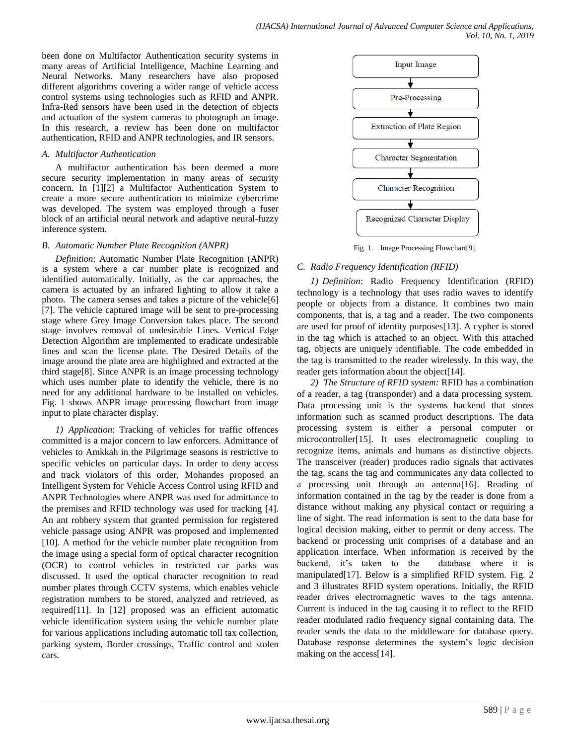been done on Multifactor Authentication security systems in many areas of Artificial Intelligence, Machine Learning and Neural Networks. Many researchers have also proposed different algorithms covering a wider range of vehicle access control systems using technologies such as RFID and ANPR. Infra-Red sensors have been used in the detection of objects and actuation of the system cameras to photograph an image. In this research, a review has been done on multifactor authentication, RFID and ANPR technologies, and IR sensors.

### *A. Multifactor Authentication*

A multifactor authentication has been deemed a more secure security implementation in many areas of security concern. In [1][2] a Multifactor Authentication System to create a more secure authentication to minimize cybercrime was developed. The system was employed through a fuser block of an artificial neural network and adaptive neural-fuzzy inference system.

### *B. Automatic Number Plate Recognition (ANPR)*

*Definition*: Automatic Number Plate Recognition (ANPR) is a system where a car number plate is recognized and identified automatically. Initially, as the car approaches, the camera is actuated by an infrared lighting to allow it take a photo. The camera senses and takes a picture of the vehicle[6] [7]. The vehicle captured image will be sent to pre-processing stage where Grey Image Conversion takes place. The second stage involves removal of undesirable Lines. Vertical Edge Detection Algorithm are implemented to eradicate undesirable lines and scan the license plate. The Desired Details of the image around the plate area are highlighted and extracted at the third stage[8]. Since ANPR is an image processing technology which uses number plate to identify the vehicle, there is no need for any additional hardware to be installed on vehicles. Fig. 1 shows ANPR image processing flowchart from image input to plate character display.

*1) Application*: Tracking of vehicles for traffic offences committed is a major concern to law enforcers. Admittance of vehicles to Amkkah in the Pilgrimage seasons is restrictive to specific vehicles on particular days. In order to deny access and track violators of this order, Mohandes proposed an Intelligent System for Vehicle Access Control using RFID and ANPR Technologies where ANPR was used for admittance to the premises and RFID technology was used for tracking [4]. An ant robbery system that granted permission for registered vehicle passage using ANPR was proposed and implemented [10]. A method for the vehicle number plate recognition from the image using a special form of optical character recognition (OCR) to control vehicles in restricted car parks was discussed. It used the optical character recognition to read number plates through CCTV systems, which enables vehicle registration numbers to be stored, analyzed and retrieved, as required[11]. In [12] proposed was an efficient automatic vehicle identification system using the vehicle number plate for various applications including automatic toll tax collection, parking system, Border crossings, Traffic control and stolen cars.

Input Image → Pre-Processing → Extraction of Plate Region → Character Segmentation → Character Recognition → Recognized Character Display

Fig. 1. Image Processing Flowchart[9].

### *C. Radio Frequency Identification (RFID)*

*1) Definition*: Radio Frequency Identification (RFID) technology is a technology that uses radio waves to identify people or objects from a distance. It combines two main components, that is, a tag and a reader. The two components are used for proof of identity purposes[13]. A cypher is stored in the tag which is attached to an object. With this attached tag, objects are uniquely identifiable. The code embedded in the tag is transmitted to the reader wirelessly. In this way, the reader gets information about the object[14].

*2) The Structure of RFID system:* RFID has a combination of a reader, a tag (transponder) and a data processing system. Data processing unit is the systems backend that stores information such as scanned product descriptions. The data processing system is either a personal computer or microcontroller[15]. It uses electromagnetic coupling to recognize items, animals and humans as distinctive objects. The transceiver (reader) produces radio signals that activates the tag, scans the tag and communicates any data collected to a processing unit through an antenna[16]. Reading of information contained in the tag by the reader is done from a distance without making any physical contact or requiring a line of sight. The read information is sent to the data base for logical decision making, either to permit or deny access. The backend or processing unit comprises of a database and an application interface. When information is received by the backend, it's taken to the database where it is manipulated[17]. Below is a simplified RFID system. Fig. 2 and 3 illustrates RFID system operations. Initially, the RFID reader drives electromagnetic waves to the tags antenna. Current is induced in the tag causing it to reflect to the RFID reader modulated radio frequency signal containing data. The reader sends the data to the middleware for database query. Database response determines the system's logic decision making on the access[14].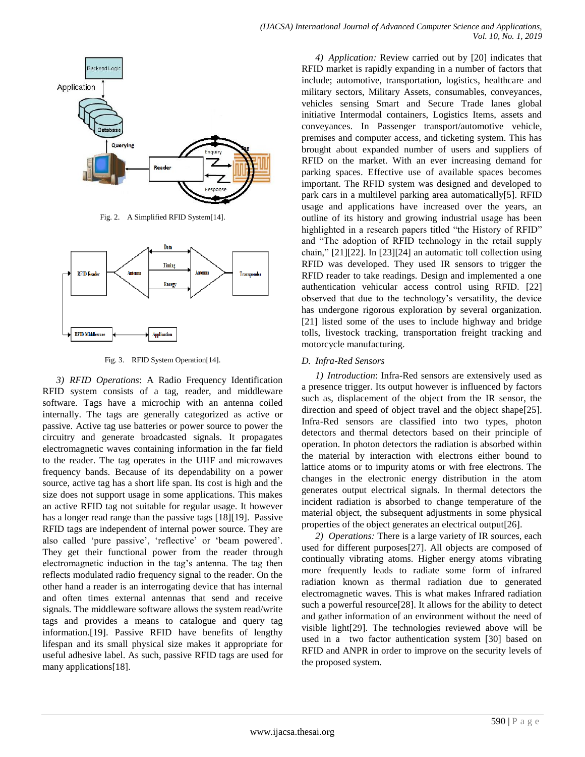Fig. 2. A Simplified RFID System[14].

Fig. 3. RFID System Operation[14].

*3) RFID Operations*: A Radio Frequency Identification RFID system consists of a tag, reader, and middleware software. Tags have a microchip with an antenna coiled internally. The tags are generally categorized as active or passive. Active tag use batteries or power source to power the circuitry and generate broadcasted signals. It propagates electromagnetic waves containing information in the far field to the reader. The tag operates in the UHF and microwaves frequency bands. Because of its dependability on a power source, active tag has a short life span. Its cost is high and the size does not support usage in some applications. This makes an active RFID tag not suitable for regular usage. It however has a longer read range than the passive tags [18][19]. Passive RFID tags are independent of internal power source. They are also called 'pure passive', 'reflective' or 'beam powered'. They get their functional power from the reader through electromagnetic induction in the tag's antenna. The tag then reflects modulated radio frequency signal to the reader. On the other hand a reader is an interrogating device that has internal and often times external antennas that send and receive signals. The middleware software allows the system read/write tags and provides a means to catalogue and query tag information.[19]. Passive RFID have benefits of lengthy lifespan and its small physical size makes it appropriate for useful adhesive label. As such, passive RFID tags are used for many applications[18].

*4) Application:* Review carried out by [20] indicates that RFID market is rapidly expanding in a number of factors that include; automotive, transportation, logistics, healthcare and military sectors, Military Assets, consumables, conveyances, vehicles sensing Smart and Secure Trade lanes global initiative Intermodal containers, Logistics Items, assets and conveyances. In Passenger transport/automotive vehicle, premises and computer access, and ticketing system. This has brought about expanded number of users and suppliers of RFID on the market. With an ever increasing demand for parking spaces. Effective use of available spaces becomes important. The RFID system was designed and developed to park cars in a multilevel parking area automatically[5]. RFID usage and applications have increased over the years, an outline of its history and growing industrial usage has been highlighted in a research papers titled "the History of RFID" and "The adoption of RFID technology in the retail supply chain," [21][22]. In [23][24] an automatic toll collection using RFID was developed. They used IR sensors to trigger the RFID reader to take readings. Design and implemented a one authentication vehicular access control using RFID. [22] observed that due to the technology's versatility, the device has undergone rigorous exploration by several organization. [21] listed some of the uses to include highway and bridge tolls, livestock tracking, transportation freight tracking and motorcycle manufacturing.

### *D. Infra-Red Sensors*

*1) Introduction*: Infra-Red sensors are extensively used as a presence trigger. Its output however is influenced by factors such as, displacement of the object from the IR sensor, the direction and speed of object travel and the object shape[25]. Infra-Red sensors are classified into two types, photon detectors and thermal detectors based on their principle of operation. In photon detectors the radiation is absorbed within the material by interaction with electrons either bound to lattice atoms or to impurity atoms or with free electrons. The changes in the electronic energy distribution in the atom generates output electrical signals. In thermal detectors the incident radiation is absorbed to change temperature of the material object, the subsequent adjustments in some physical properties of the object generates an electrical output[26].

*2) Operations:* There is a large variety of IR sources, each used for different purposes[27]. All objects are composed of continually vibrating atoms. Higher energy atoms vibrating more frequently leads to radiate some form of infrared radiation known as thermal radiation due to generated electromagnetic waves. This is what makes Infrared radiation such a powerful resource[28]. It allows for the ability to detect and gather information of an environment without the need of visible light[29]. The technologies reviewed above will be used in a two factor authentication system [30] based on RFID and ANPR in order to improve on the security levels of the proposed system.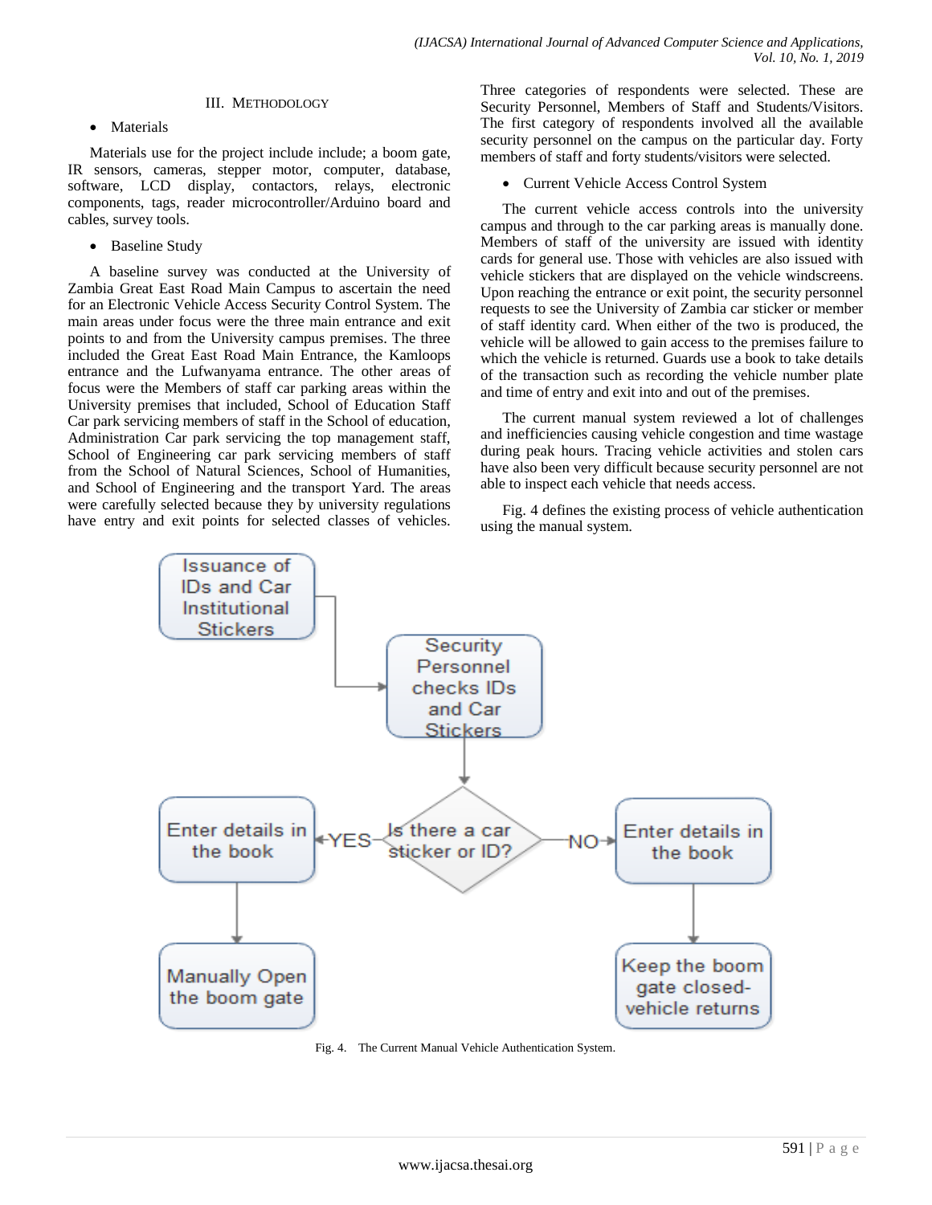## III. Methodology

- Materials

Materials use for the project include include; a boom gate, IR sensors, cameras, stepper motor, computer, database, software, LCD display, contactors, relays, electronic components, tags, reader microcontroller/Arduino board and cables, survey tools.

- Baseline Study

A baseline survey was conducted at the University of Zambia Great East Road Main Campus to ascertain the need for an Electronic Vehicle Access Security Control System. The main areas under focus were the three main entrance and exit points to and from the University campus premises. The three included the Great East Road Main Entrance, the Kamloops entrance and the Lufwanyama entrance. The other areas of focus were the Members of staff car parking areas within the University premises that included, School of Education Staff Car park servicing members of staff in the School of education, Administration Car park servicing the top management staff, School of Engineering car park servicing members of staff from the School of Natural Sciences, School of Humanities, and School of Engineering and the transport Yard. The areas were carefully selected because they by university regulations have entry and exit points for selected classes of vehicles. Three categories of respondents were selected. These are Security Personnel, Members of Staff and Students/Visitors. The first category of respondents involved all the available security personnel on the campus on the particular day. Forty members of staff and forty students/visitors were selected.

- Current Vehicle Access Control System

The current vehicle access controls into the university campus and through to the car parking areas is manually done. Members of staff of the university are issued with identity cards for general use. Those with vehicles are also issued with vehicle stickers that are displayed on the vehicle windscreens. Upon reaching the entrance or exit point, the security personnel requests to see the University of Zambia car sticker or member of staff identity card. When either of the two is produced, the vehicle will be allowed to gain access to the premises failure to which the vehicle is returned. Guards use a book to take details of the transaction such as recording the vehicle number plate and time of entry and exit into and out of the premises.

The current manual system reviewed a lot of challenges and inefficiencies causing vehicle congestion and time wastage during peak hours. Tracing vehicle activities and stolen cars have also been very difficult because security personnel are not able to inspect each vehicle that needs access.

Fig. 4 defines the existing process of vehicle authentication using the manual system.

Issuance of IDs and Car Institutional Stickers → Security Personnel checks IDs and Car Stickers → Is there a car sticker or ID?

- YES → Enter details in the book → Manually Open the boom gate
- NO → Enter details in the book → Keep the boom gate closed- vehicle returns

Fig. 4. The Current Manual Vehicle Authentication System.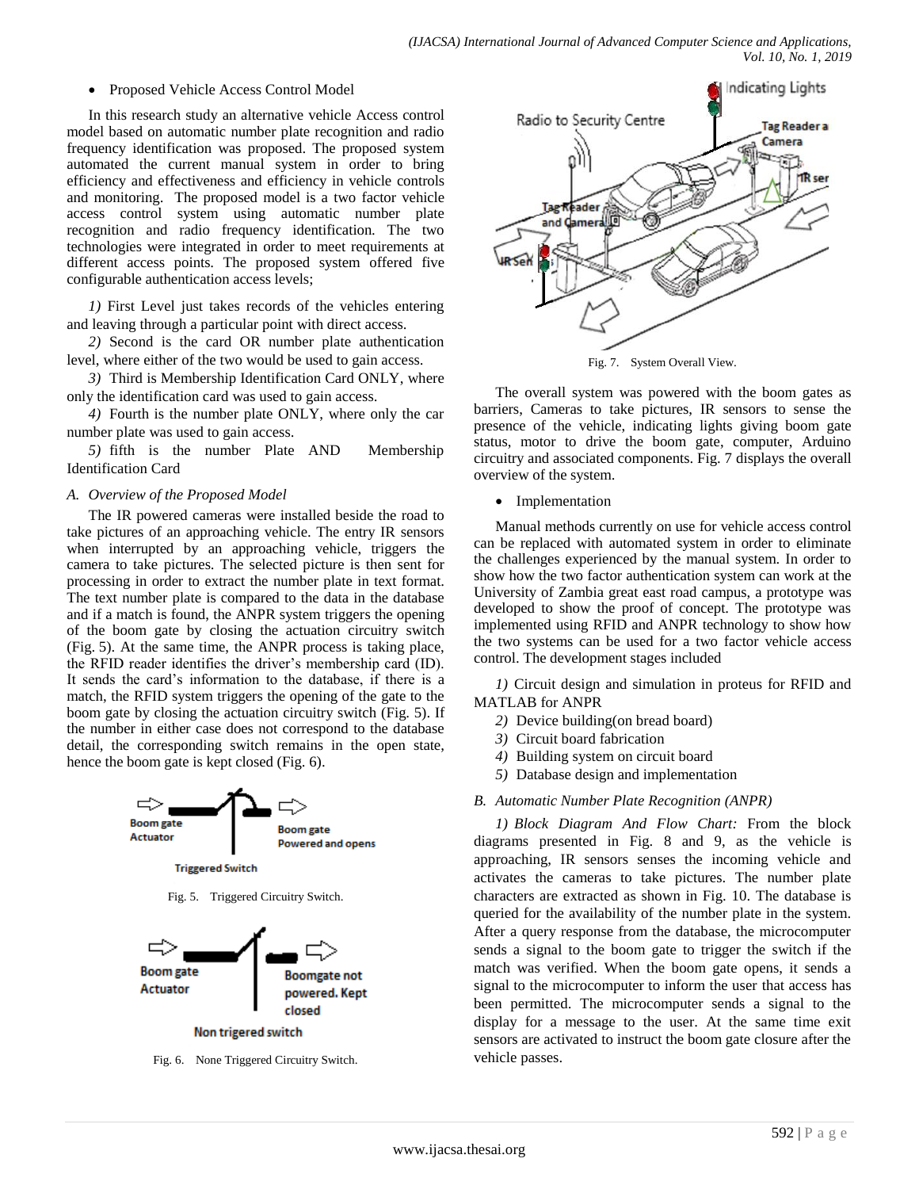- Proposed Vehicle Access Control Model

In this research study an alternative vehicle Access control model based on automatic number plate recognition and radio frequency identification was proposed. The proposed system automated the current manual system in order to bring efficiency and effectiveness and efficiency in vehicle controls and monitoring. The proposed model is a two factor vehicle access control system using automatic number plate recognition and radio frequency identification. The two technologies were integrated in order to meet requirements at different access points. The proposed system offered five configurable authentication access levels;

*1)* First Level just takes records of the vehicles entering and leaving through a particular point with direct access.

*2)* Second is the card OR number plate authentication level, where either of the two would be used to gain access.

*3)* Third is Membership Identification Card ONLY, where only the identification card was used to gain access.

*4)* Fourth is the number plate ONLY, where only the car number plate was used to gain access.

*5)* fifth is the number Plate AND Membership Identification Card

### *A. Overview of the Proposed Model*

The IR powered cameras were installed beside the road to take pictures of an approaching vehicle. The entry IR sensors when interrupted by an approaching vehicle, triggers the camera to take pictures. The selected picture is then sent for processing in order to extract the number plate in text format. The text number plate is compared to the data in the database and if a match is found, the ANPR system triggers the opening of the boom gate by closing the actuation circuitry switch (Fig. 5). At the same time, the ANPR process is taking place, the RFID reader identifies the driver's membership card (ID). It sends the card's information to the database, if there is a match, the RFID system triggers the opening of the gate to the boom gate by closing the actuation circuitry switch (Fig. 5). If the number in either case does not correspond to the database detail, the corresponding switch remains in the open state, hence the boom gate is kept closed (Fig. 6).

Fig. 5. Triggered Circuitry Switch.

Fig. 6. None Triggered Circuitry Switch.

Fig. 7. System Overall View.

The overall system was powered with the boom gates as barriers, Cameras to take pictures, IR sensors to sense the presence of the vehicle, indicating lights giving boom gate status, motor to drive the boom gate, computer, Arduino circuitry and associated components. Fig. 7 displays the overall overview of the system.

- Implementation

Manual methods currently on use for vehicle access control can be replaced with automated system in order to eliminate the challenges experienced by the manual system. In order to show how the two factor authentication system can work at the University of Zambia great east road campus, a prototype was developed to show the proof of concept. The prototype was implemented using RFID and ANPR technology to show how the two systems can be used for a two factor vehicle access control. The development stages included

*1)* Circuit design and simulation in proteus for RFID and MATLAB for ANPR

*2)* Device building(on bread board)

*3)* Circuit board fabrication

*4)* Building system on circuit board

*5)* Database design and implementation

### *B. Automatic Number Plate Recognition (ANPR)*

*1) Block Diagram And Flow Chart:* From the block diagrams presented in Fig. 8 and 9, as the vehicle is approaching, IR sensors senses the incoming vehicle and activates the cameras to take pictures. The number plate characters are extracted as shown in Fig. 10. The database is queried for the availability of the number plate in the system. After a query response from the database, the microcomputer sends a signal to the boom gate to trigger the switch if the match was verified. When the boom gate opens, it sends a signal to the microcomputer to inform the user that access has been permitted. The microcomputer sends a signal to the display for a message to the user. At the same time exit sensors are activated to instruct the boom gate closure after the vehicle passes.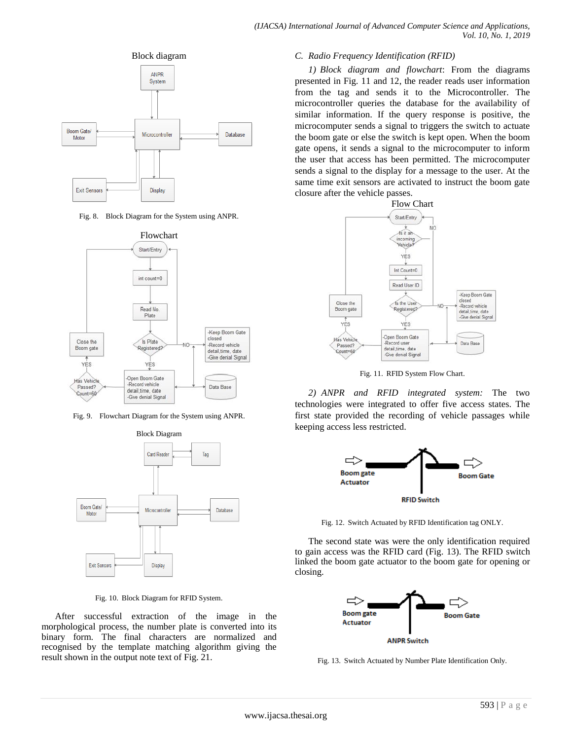Block diagram

ANPR System

Microcontroller

Boom Gate/ Motor

Database

Exit Sensors

Display

Fig. 8. Block Diagram for the System using ANPR.

Flowchart

Start/Entry

int count=0

Read No. Plate

Is Plate Registered?

NO

-Keep Boom Gate closed
-Record vehicle detail,time, date
-Give denial Signal

YES

-Open Boom Gate
-Record vehicle detail,time, date
-Give denial Signal

Data Base

Close the Boom gate

YES

Has Vehicle Passed? Count=60

Fig. 9. Flowchart Diagram for the System using ANPR.

Block Diagram

Card Reader

Tag

Microcontroller

Boom Gate/ Motor

Database

Exit Sensors

Display

Fig. 10. Block Diagram for RFID System.

After successful extraction of the image in the morphological process, the number plate is converted into its binary form. The final characters are normalized and recognised by the template matching algorithm giving the result shown in the output note text of Fig. 21.

### C. Radio Frequency Identification (RFID)

*1) Block diagram and flowchart*: From the diagrams presented in Fig. 11 and 12, the reader reads user information from the tag and sends it to the Microcontroller. The microcontroller queries the database for the availability of similar information. If the query response is positive, the microcomputer sends a signal to triggers the switch to actuate the boom gate or else the switch is kept open. When the boom gate opens, it sends a signal to the microcomputer to inform the user that access has been permitted. The microcomputer sends a signal to the display for a message to the user. At the same time exit sensors are activated to instruct the boom gate closure after the vehicle passes.

Flow Chart

Start/Entry

Is it an incoming Vehicle?

NO

YES

Int Count=0

Read User ID

Is the User Registered?

NO

-Keep Boom Gate closed
-Record vehicle detail,time, date
-Give denial Signal

YES

-Open Boom Gate
-Record user detail,time, date
-Give denial Signal

Data Base

Close the Boom gate

YES

Has Vehicle Passed? Count=60

Fig. 11. RFID System Flow Chart.

*2) ANPR and RFID integrated system:* The two technologies were integrated to offer five access states. The first state provided the recording of vehicle passages while keeping access less restricted.

Boom gate Actuator

Boom Gate

RFID Switch

Fig. 12. Switch Actuated by RFID Identification tag ONLY.

The second state was were the only identification required to gain access was the RFID card (Fig. 13). The RFID switch linked the boom gate actuator to the boom gate for opening or closing.

Boom gate Actuator

Boom Gate

ANPR Switch

Fig. 13. Switch Actuated by Number Plate Identification Only.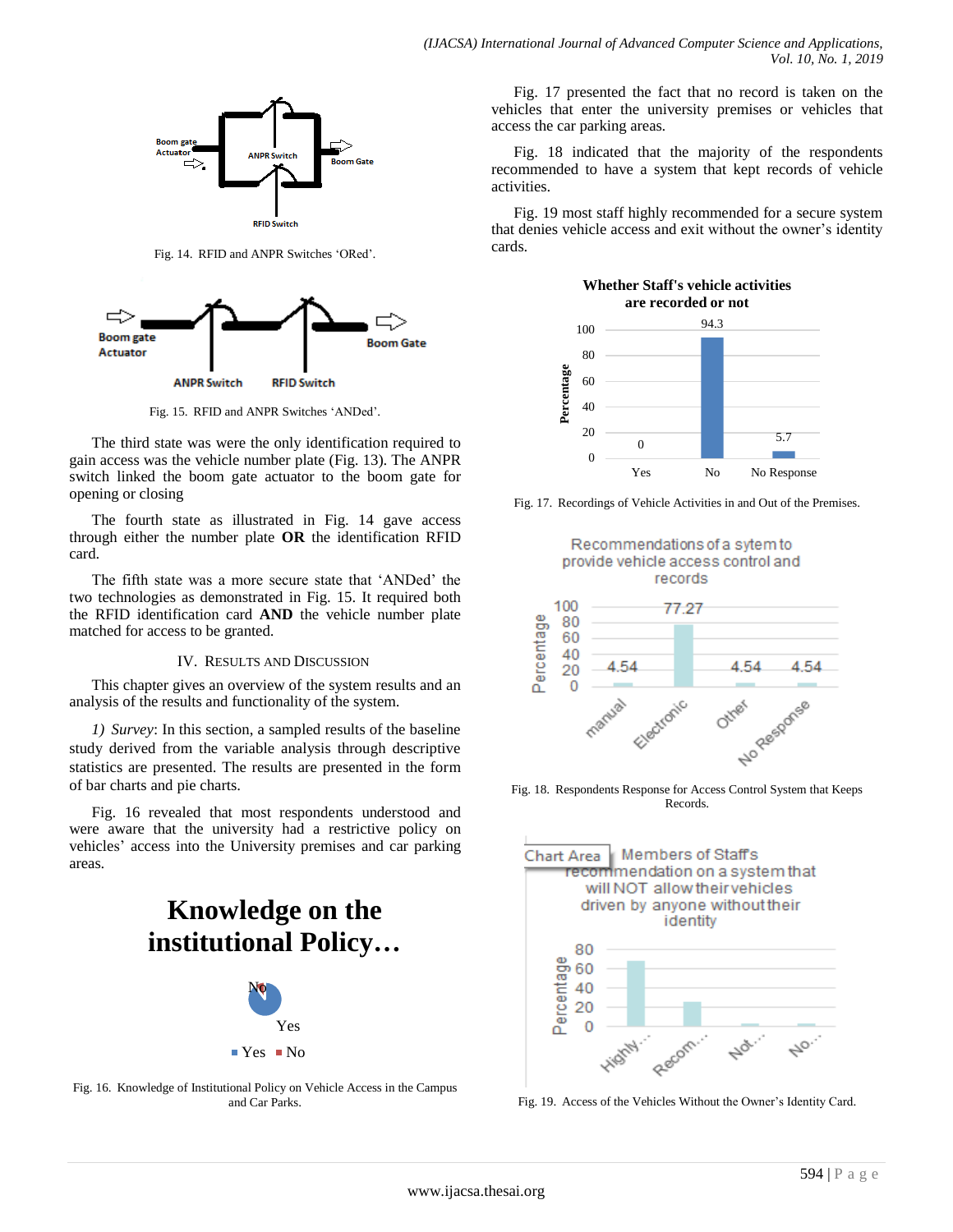Fig. 14. RFID and ANPR Switches 'ORed'.

Fig. 15. RFID and ANPR Switches 'ANDed'.

The third state was were the only identification required to gain access was the vehicle number plate (Fig. 13). The ANPR switch linked the boom gate actuator to the boom gate for opening or closing

The fourth state as illustrated in Fig. 14 gave access through either the number plate **OR** the identification RFID card.

The fifth state was a more secure state that 'ANDed' the two technologies as demonstrated in Fig. 15. It required both the RFID identification card **AND** the vehicle number plate matched for access to be granted.

## IV. Results and Discussion

This chapter gives an overview of the system results and an analysis of the results and functionality of the system.

*1) Survey*: In this section, a sampled results of the baseline study derived from the variable analysis through descriptive statistics are presented. The results are presented in the form of bar charts and pie charts.

Fig. 16 revealed that most respondents understood and were aware that the university had a restrictive policy on vehicles' access into the University premises and car parking areas.

Fig. 16. Knowledge of Institutional Policy on Vehicle Access in the Campus and Car Parks.

Fig. 17 presented the fact that no record is taken on the vehicles that enter the university premises or vehicles that access the car parking areas.

Fig. 18 indicated that the majority of the respondents recommended to have a system that kept records of vehicle activities.

Fig. 19 most staff highly recommended for a secure system that denies vehicle access and exit without the owner's identity cards.

Fig. 17. Recordings of Vehicle Activities in and Out of the Premises.

Fig. 18. Respondents Response for Access Control System that Keeps Records.

Fig. 19. Access of the Vehicles Without the Owner's Identity Card.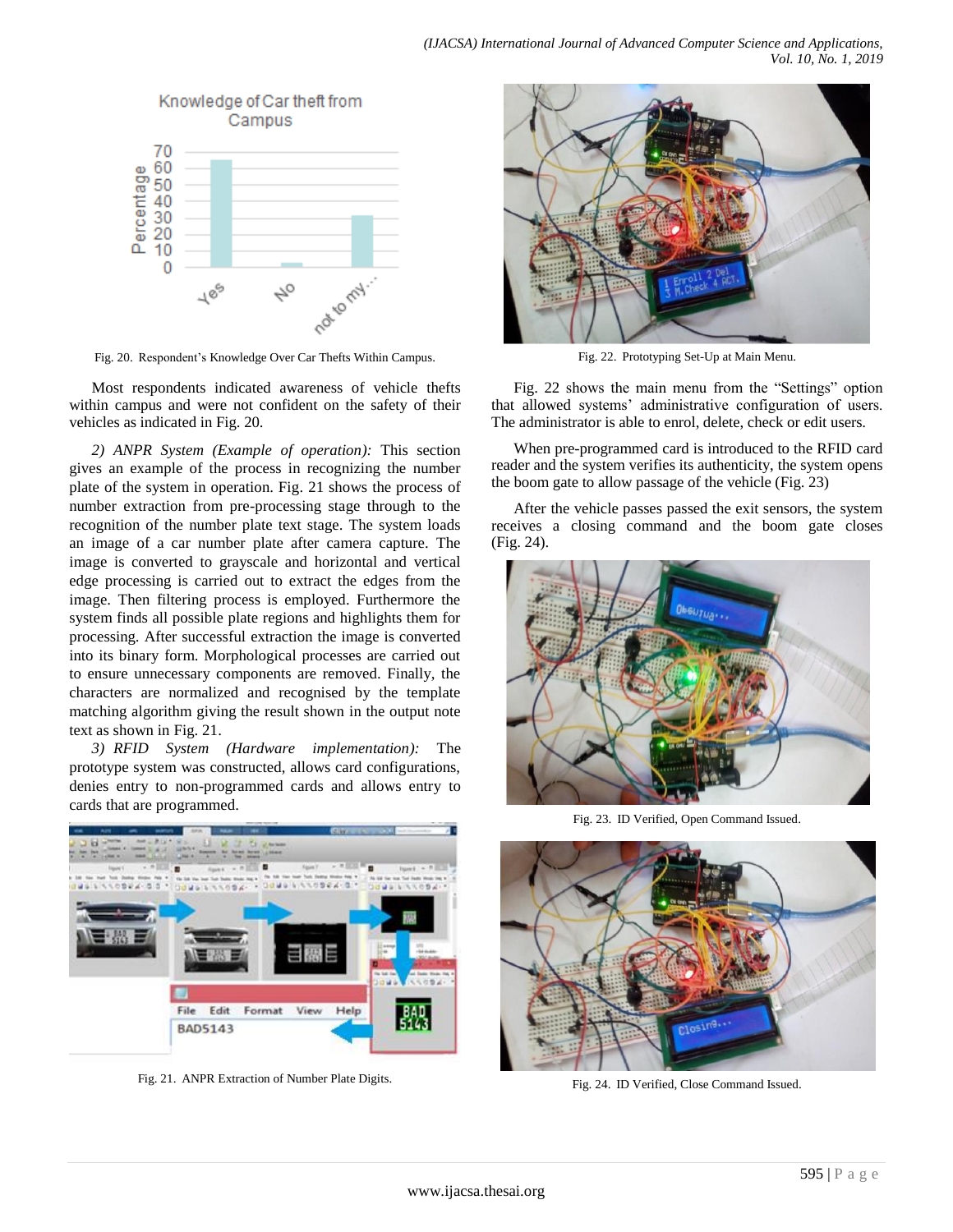Fig. 20. Respondent's Knowledge Over Car Thefts Within Campus.

Most respondents indicated awareness of vehicle thefts within campus and were not confident on the safety of their vehicles as indicated in Fig. 20.

*2) ANPR System (Example of operation):* This section gives an example of the process in recognizing the number plate of the system in operation. Fig. 21 shows the process of number extraction from pre-processing stage through to the recognition of the number plate text stage. The system loads an image of a car number plate after camera capture. The image is converted to grayscale and horizontal and vertical edge processing is carried out to extract the edges from the image. Then filtering process is employed. Furthermore the system finds all possible plate regions and highlights them for processing. After successful extraction the image is converted into its binary form. Morphological processes are carried out to ensure unnecessary components are removed. Finally, the characters are normalized and recognised by the template matching algorithm giving the result shown in the output note text as shown in Fig. 21.

*3) RFID System (Hardware implementation):* The prototype system was constructed, allows card configurations, denies entry to non-programmed cards and allows entry to cards that are programmed.

Fig. 21. ANPR Extraction of Number Plate Digits.

Fig. 22. Prototyping Set-Up at Main Menu.

Fig. 22 shows the main menu from the "Settings" option that allowed systems' administrative configuration of users. The administrator is able to enrol, delete, check or edit users.

When pre-programmed card is introduced to the RFID card reader and the system verifies its authenticity, the system opens the boom gate to allow passage of the vehicle (Fig. 23)

After the vehicle passes passed the exit sensors, the system receives a closing command and the boom gate closes (Fig. 24).

Fig. 23. ID Verified, Open Command Issued.

Fig. 24. ID Verified, Close Command Issued.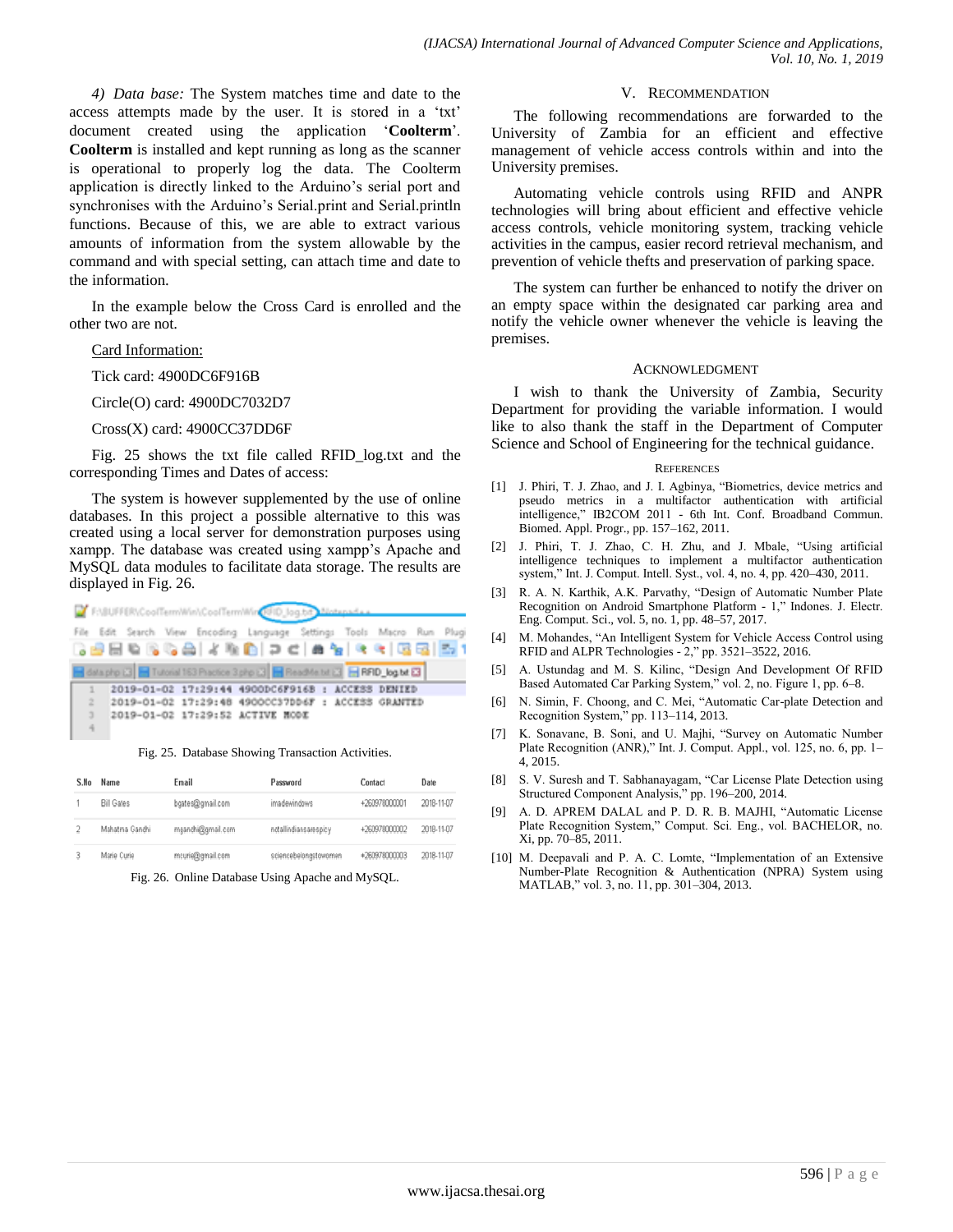*4) Data base:* The System matches time and date to the access attempts made by the user. It is stored in a 'txt' document created using the application '**Coolterm**'. **Coolterm** is installed and kept running as long as the scanner is operational to properly log the data. The Coolterm application is directly linked to the Arduino's serial port and synchronises with the Arduino's Serial.print and Serial.println functions. Because of this, we are able to extract various amounts of information from the system allowable by the command and with special setting, can attach time and date to the information.

In the example below the Cross Card is enrolled and the other two are not.

Card Information:

Tick card: 4900DC6F916B

Circle(O) card: 4900DC7032D7

Cross(X) card: 4900CC37DD6F

Fig. 25 shows the txt file called RFID_log.txt and the corresponding Times and Dates of access:

The system is however supplemented by the use of online databases. In this project a possible alternative to this was created using a local server for demonstration purposes using xampp. The database was created using xampp's Apache and MySQL data modules to facilitate data storage. The results are displayed in Fig. 26.

```
1  2019-01-02 17:29:44 4900DC6F916B : ACCESS DENIED
2  2019-01-02 17:29:48 4900CC37DD6F : ACCESS GRANTED
3  2019-01-02 17:29:52 ACTIVE MODE
4
```

Fig. 25. Database Showing Transaction Activities.

| S.No | Name | Email | Password | Contact | Date |
|---|---|---|---|---|---|
| 1 | Bill Gates | bgates@gmail.com | imadewindows | +260978000001 | 2018-11-07 |
| 2 | Mahatma Gandhi | mgandhi@gmail.com | notallindiansarespicy | +260978000002 | 2018-11-07 |
| 3 | Marie Curie | mcurie@gmail.com | sciencebelongstowomen | +260978000003 | 2018-11-07 |

Fig. 26. Online Database Using Apache and MySQL.

## V. Recommendation

The following recommendations are forwarded to the University of Zambia for an efficient and effective management of vehicle access controls within and into the University premises.

Automating vehicle controls using RFID and ANPR technologies will bring about efficient and effective vehicle access controls, vehicle monitoring system, tracking vehicle activities in the campus, easier record retrieval mechanism, and prevention of vehicle thefts and preservation of parking space.

The system can further be enhanced to notify the driver on an empty space within the designated car parking area and notify the vehicle owner whenever the vehicle is leaving the premises.

## Acknowledgment

I wish to thank the University of Zambia, Security Department for providing the variable information. I would like to also thank the staff in the Department of Computer Science and School of Engineering for the technical guidance.

## References

[1] J. Phiri, T. J. Zhao, and J. I. Agbinya, "Biometrics, device metrics and pseudo metrics in a multifactor authentication with artificial intelligence," IB2COM 2011 - 6th Int. Conf. Broadband Commun. Biomed. Appl. Progr., pp. 157–162, 2011.

[2] J. Phiri, T. J. Zhao, C. H. Zhu, and J. Mbale, "Using artificial intelligence techniques to implement a multifactor authentication system," Int. J. Comput. Intell. Syst., vol. 4, no. 4, pp. 420–430, 2011.

[3] R. A. N. Karthik, A.K. Parvathy, "Design of Automatic Number Plate Recognition on Android Smartphone Platform - 1," Indones. J. Electr. Eng. Comput. Sci., vol. 5, no. 1, pp. 48–57, 2017.

[4] M. Mohandes, "An Intelligent System for Vehicle Access Control using RFID and ALPR Technologies - 2," pp. 3521–3522, 2016.

[5] A. Ustundag and M. S. Kilinc, "Design And Development Of RFID Based Automated Car Parking System," vol. 2, no. Figure 1, pp. 6–8.

[6] N. Simin, F. Choong, and C. Mei, "Automatic Car-plate Detection and Recognition System," pp. 113–114, 2013.

[7] K. Sonavane, B. Soni, and U. Majhi, "Survey on Automatic Number Plate Recognition (ANR)," Int. J. Comput. Appl., vol. 125, no. 6, pp. 1–4, 2015.

[8] S. V. Suresh and T. Sabhanayagam, "Car License Plate Detection using Structured Component Analysis," pp. 196–200, 2014.

[9] A. D. APREM DALAL and P. D. R. B. MAJHI, "Automatic License Plate Recognition System," Comput. Sci. Eng., vol. BACHELOR, no. Xi, pp. 70–85, 2011.

[10] M. Deepavali and P. A. C. Lomte, "Implementation of an Extensive Number-Plate Recognition & Authentication (NPRA) System using MATLAB," vol. 3, no. 11, pp. 301–304, 2013.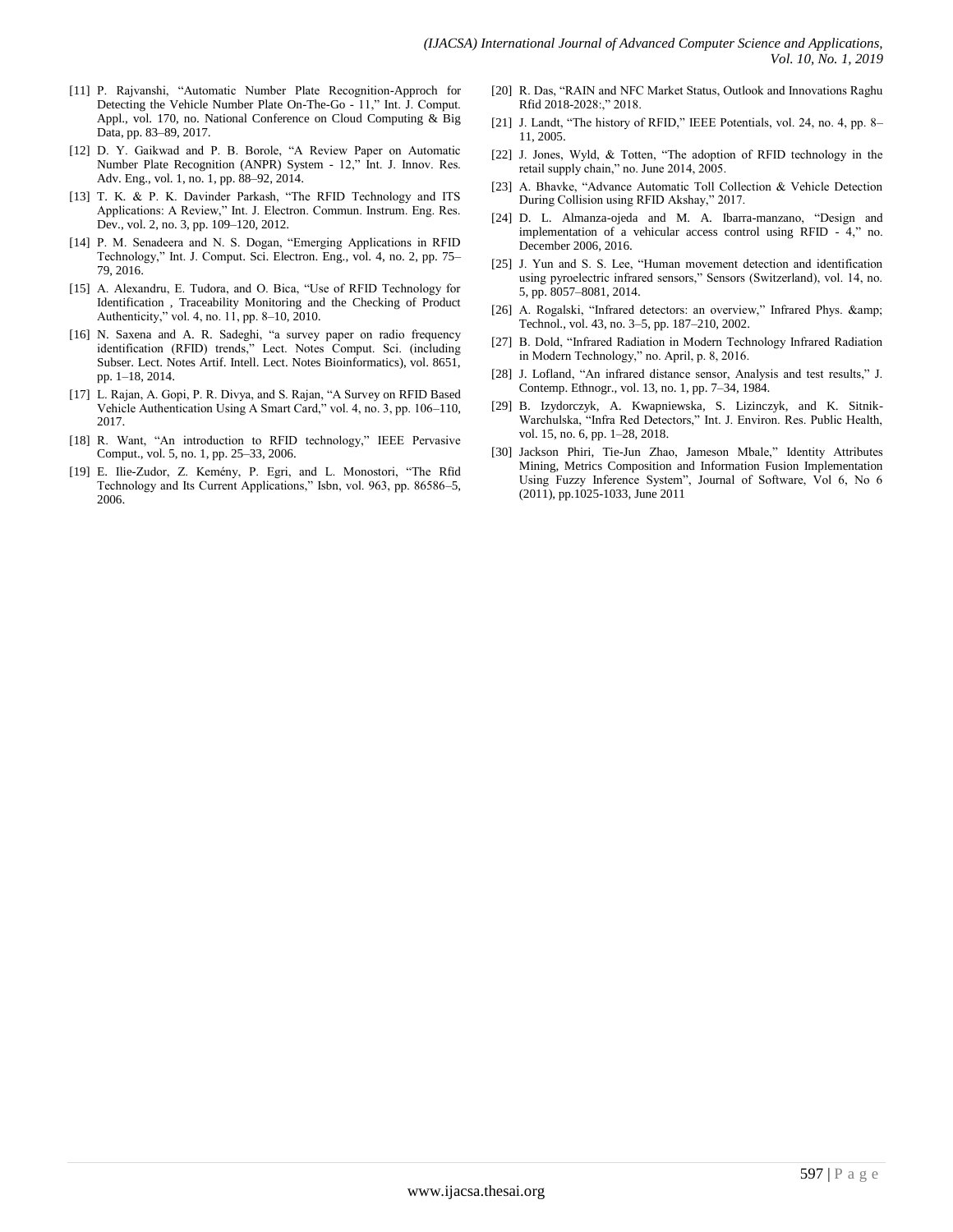[11] P. Rajvanshi, "Automatic Number Plate Recognition-Approch for Detecting the Vehicle Number Plate On-The-Go - 11," Int. J. Comput. Appl., vol. 170, no. National Conference on Cloud Computing & Big Data, pp. 83–89, 2017.

[12] D. Y. Gaikwad and P. B. Borole, "A Review Paper on Automatic Number Plate Recognition (ANPR) System - 12," Int. J. Innov. Res. Adv. Eng., vol. 1, no. 1, pp. 88–92, 2014.

[13] T. K. & P. K. Davinder Parkash, "The RFID Technology and ITS Applications: A Review," Int. J. Electron. Commun. Instrum. Eng. Res. Dev., vol. 2, no. 3, pp. 109–120, 2012.

[14] P. M. Senadeera and N. S. Dogan, "Emerging Applications in RFID Technology," Int. J. Comput. Sci. Electron. Eng., vol. 4, no. 2, pp. 75–79, 2016.

[15] A. Alexandru, E. Tudora, and O. Bica, "Use of RFID Technology for Identification , Traceability Monitoring and the Checking of Product Authenticity," vol. 4, no. 11, pp. 8–10, 2010.

[16] N. Saxena and A. R. Sadeghi, "a survey paper on radio frequency identification (RFID) trends," Lect. Notes Comput. Sci. (including Subser. Lect. Notes Artif. Intell. Lect. Notes Bioinformatics), vol. 8651, pp. 1–18, 2014.

[17] L. Rajan, A. Gopi, P. R. Divya, and S. Rajan, "A Survey on RFID Based Vehicle Authentication Using A Smart Card," vol. 4, no. 3, pp. 106–110, 2017.

[18] R. Want, "An introduction to RFID technology," IEEE Pervasive Comput., vol. 5, no. 1, pp. 25–33, 2006.

[19] E. Ilie-Zudor, Z. Kemény, P. Egri, and L. Monostori, "The Rfid Technology and Its Current Applications," Isbn, vol. 963, pp. 86586–5, 2006.

[20] R. Das, "RAIN and NFC Market Status, Outlook and Innovations Raghu Rfid 2018-2028:," 2018.

[21] J. Landt, "The history of RFID," IEEE Potentials, vol. 24, no. 4, pp. 8–11, 2005.

[22] J. Jones, Wyld, & Totten, "The adoption of RFID technology in the retail supply chain," no. June 2014, 2005.

[23] A. Bhavke, "Advance Automatic Toll Collection & Vehicle Detection During Collision using RFID Akshay," 2017.

[24] D. L. Almanza-ojeda and M. A. Ibarra-manzano, "Design and implementation of a vehicular access control using RFID - 4," no. December 2006, 2016.

[25] J. Yun and S. S. Lee, "Human movement detection and identification using pyroelectric infrared sensors," Sensors (Switzerland), vol. 14, no. 5, pp. 8057–8081, 2014.

[26] A. Rogalski, "Infrared detectors: an overview," Infrared Phys. &amp; Technol., vol. 43, no. 3–5, pp. 187–210, 2002.

[27] B. Dold, "Infrared Radiation in Modern Technology Infrared Radiation in Modern Technology," no. April, p. 8, 2016.

[28] J. Lofland, "An infrared distance sensor, Analysis and test results," J. Contemp. Ethnogr., vol. 13, no. 1, pp. 7–34, 1984.

[29] B. Izydorczyk, A. Kwapniewska, S. Lizinczyk, and K. Sitnik-Warchulska, "Infra Red Detectors," Int. J. Environ. Res. Public Health, vol. 15, no. 6, pp. 1–28, 2018.

[30] Jackson Phiri, Tie-Jun Zhao, Jameson Mbale," Identity Attributes Mining, Metrics Composition and Information Fusion Implementation Using Fuzzy Inference System", Journal of Software, Vol 6, No 6 (2011), pp.1025-1033, June 2011